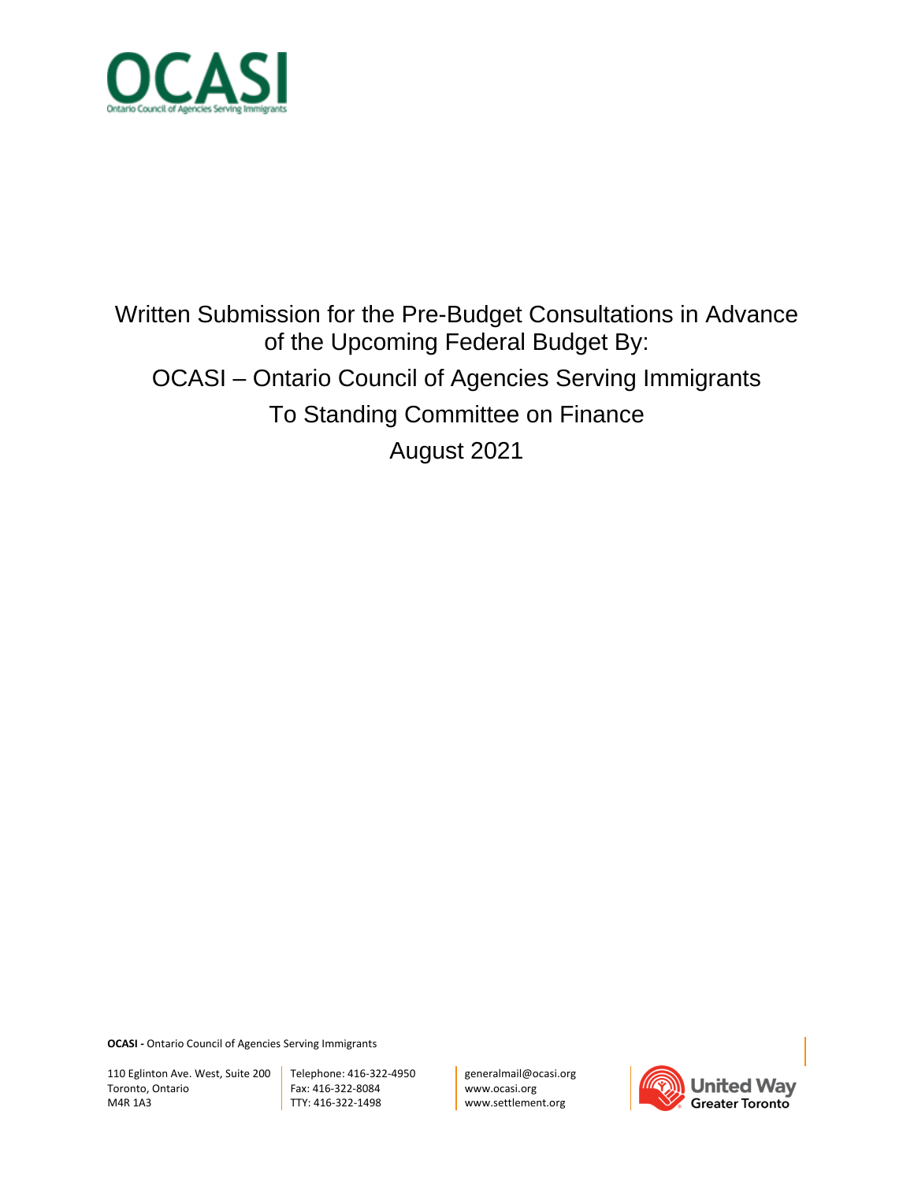# OCASI

Ontario Council of Agencies Serving Immigrants

Written Submission for the Pre-Budget Consultations in Advance of the Upcoming Federal Budget By:

OCASI – Ontario Council of Agencies Serving Immigrants

To Standing Committee on Finance

August 2021

**OCASI -** Ontario Council of Agencies Serving Immigrants

110 Eglinton Ave. West, Suite 200
Toronto, Ontario
M4R 1A3

Telephone: 416-322-4950
Fax: 416-322-8084
TTY: 416-322-1498

generalmail@ocasi.org
www.ocasi.org
www.settlement.org

United Way Greater Toronto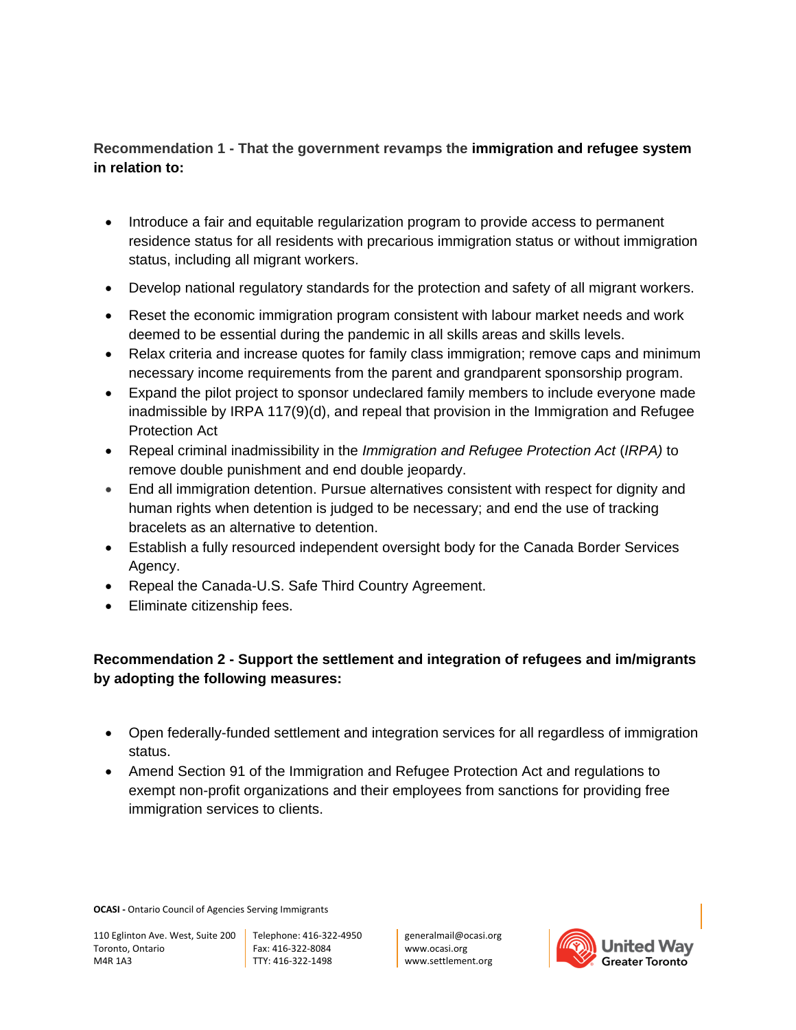**Recommendation 1 - That the government revamps the immigration and refugee system in relation to:**

- Introduce a fair and equitable regularization program to provide access to permanent residence status for all residents with precarious immigration status or without immigration status, including all migrant workers.
- Develop national regulatory standards for the protection and safety of all migrant workers.
- Reset the economic immigration program consistent with labour market needs and work deemed to be essential during the pandemic in all skills areas and skills levels.
- Relax criteria and increase quotes for family class immigration; remove caps and minimum necessary income requirements from the parent and grandparent sponsorship program.
- Expand the pilot project to sponsor undeclared family members to include everyone made inadmissible by IRPA 117(9)(d), and repeal that provision in the Immigration and Refugee Protection Act
- Repeal criminal inadmissibility in the *Immigration and Refugee Protection Act* (*IRPA)* to remove double punishment and end double jeopardy.
- End all immigration detention. Pursue alternatives consistent with respect for dignity and human rights when detention is judged to be necessary; and end the use of tracking bracelets as an alternative to detention.
- Establish a fully resourced independent oversight body for the Canada Border Services Agency.
- Repeal the Canada-U.S. Safe Third Country Agreement.
- Eliminate citizenship fees.

**Recommendation 2 - Support the settlement and integration of refugees and im/migrants by adopting the following measures:**

- Open federally-funded settlement and integration services for all regardless of immigration status.
- Amend Section 91 of the Immigration and Refugee Protection Act and regulations to exempt non-profit organizations and their employees from sanctions for providing free immigration services to clients.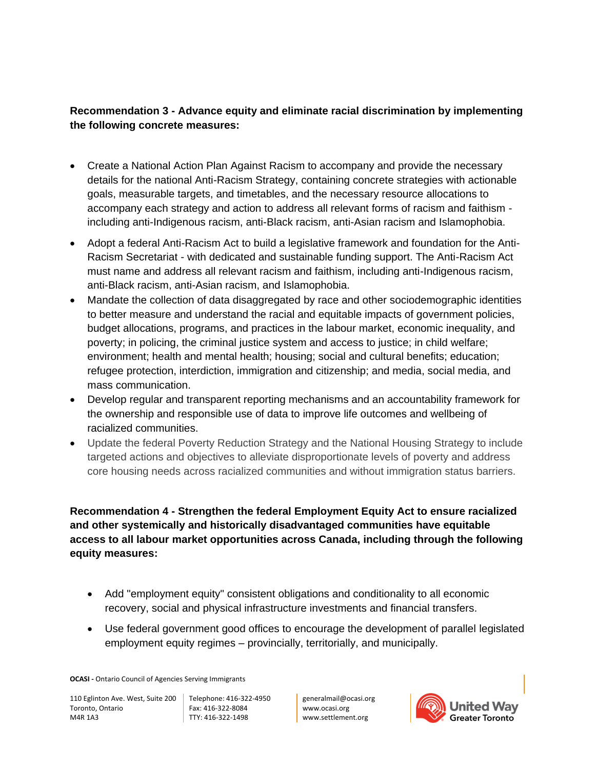**Recommendation 3 - Advance equity and eliminate racial discrimination by implementing the following concrete measures:**

- Create a National Action Plan Against Racism to accompany and provide the necessary details for the national Anti-Racism Strategy, containing concrete strategies with actionable goals, measurable targets, and timetables, and the necessary resource allocations to accompany each strategy and action to address all relevant forms of racism and faithism - including anti-Indigenous racism, anti-Black racism, anti-Asian racism and Islamophobia.
- Adopt a federal Anti-Racism Act to build a legislative framework and foundation for the Anti-Racism Secretariat - with dedicated and sustainable funding support. The Anti-Racism Act must name and address all relevant racism and faithism, including anti-Indigenous racism, anti-Black racism, anti-Asian racism, and Islamophobia.
- Mandate the collection of data disaggregated by race and other sociodemographic identities to better measure and understand the racial and equitable impacts of government policies, budget allocations, programs, and practices in the labour market, economic inequality, and poverty; in policing, the criminal justice system and access to justice; in child welfare; environment; health and mental health; housing; social and cultural benefits; education; refugee protection, interdiction, immigration and citizenship; and media, social media, and mass communication.
- Develop regular and transparent reporting mechanisms and an accountability framework for the ownership and responsible use of data to improve life outcomes and wellbeing of racialized communities.
- Update the federal Poverty Reduction Strategy and the National Housing Strategy to include targeted actions and objectives to alleviate disproportionate levels of poverty and address core housing needs across racialized communities and without immigration status barriers.

**Recommendation 4 - Strengthen the federal Employment Equity Act to ensure racialized and other systemically and historically disadvantaged communities have equitable access to all labour market opportunities across Canada, including through the following equity measures:**

- Add "employment equity" consistent obligations and conditionality to all economic recovery, social and physical infrastructure investments and financial transfers.
- Use federal government good offices to encourage the development of parallel legislated employment equity regimes – provincially, territorially, and municipally.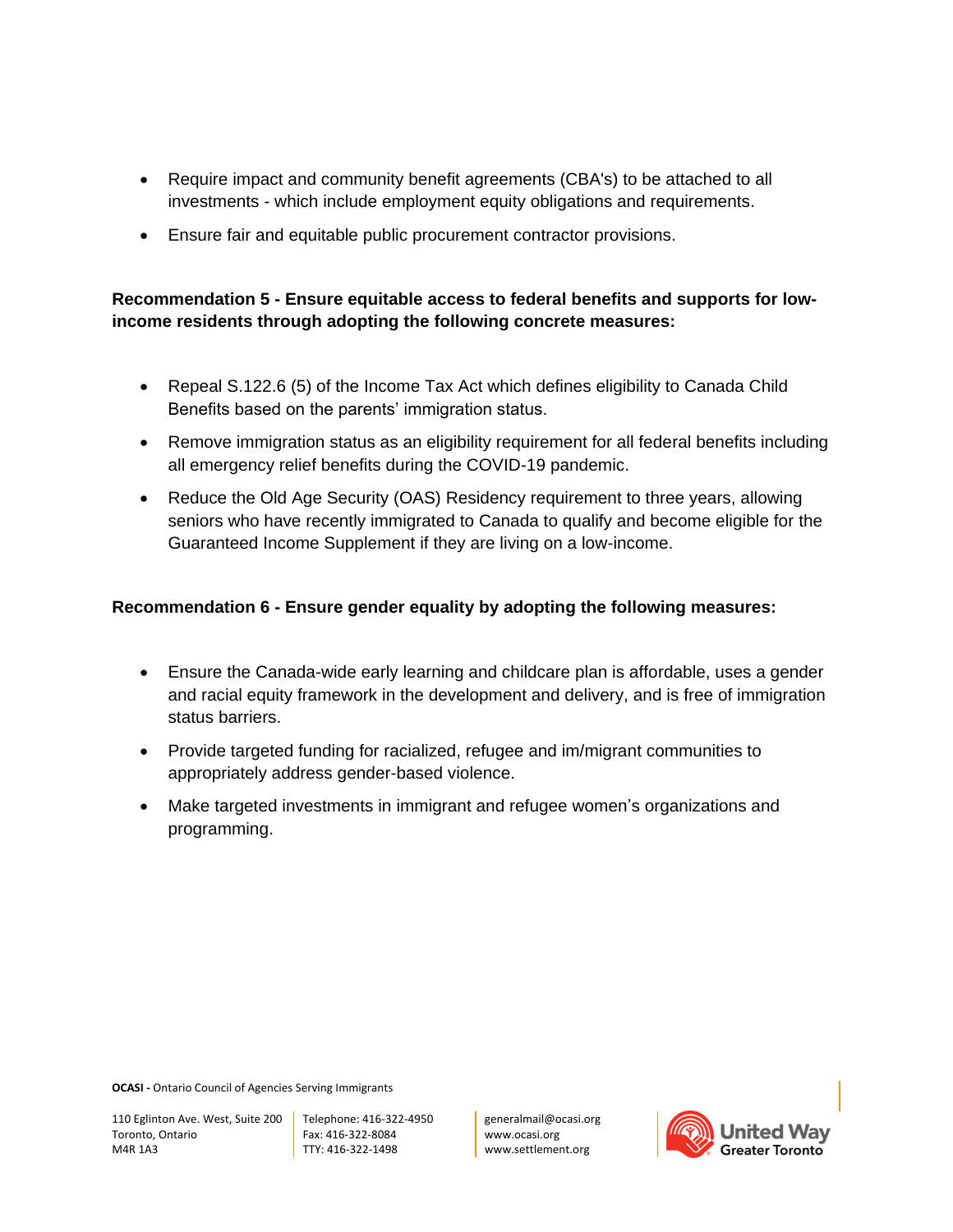- Require impact and community benefit agreements (CBA's) to be attached to all investments - which include employment equity obligations and requirements.
- Ensure fair and equitable public procurement contractor provisions.

**Recommendation 5 - Ensure equitable access to federal benefits and supports for low-income residents through adopting the following concrete measures:**

- Repeal S.122.6 (5) of the Income Tax Act which defines eligibility to Canada Child Benefits based on the parents' immigration status.
- Remove immigration status as an eligibility requirement for all federal benefits including all emergency relief benefits during the COVID-19 pandemic.
- Reduce the Old Age Security (OAS) Residency requirement to three years, allowing seniors who have recently immigrated to Canada to qualify and become eligible for the Guaranteed Income Supplement if they are living on a low-income.

**Recommendation 6 - Ensure gender equality by adopting the following measures:**

- Ensure the Canada-wide early learning and childcare plan is affordable, uses a gender and racial equity framework in the development and delivery, and is free of immigration status barriers.
- Provide targeted funding for racialized, refugee and im/migrant communities to appropriately address gender-based violence.
- Make targeted investments in immigrant and refugee women's organizations and programming.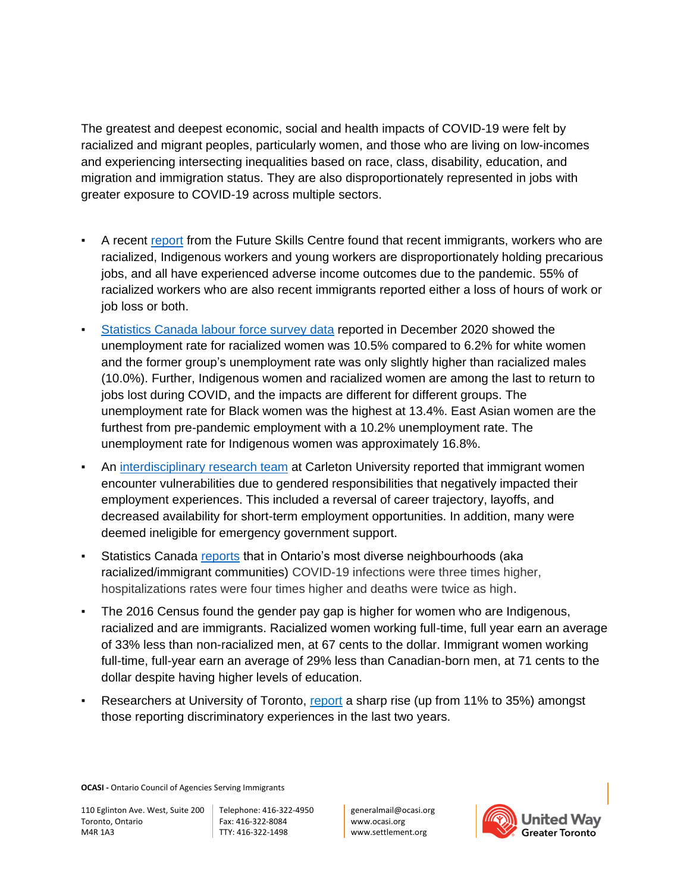The greatest and deepest economic, social and health impacts of COVID-19 were felt by racialized and migrant peoples, particularly women, and those who are living on low-incomes and experiencing intersecting inequalities based on race, class, disability, education, and migration and immigration status. They are also disproportionately represented in jobs with greater exposure to COVID-19 across multiple sectors.

- A recent report from the Future Skills Centre found that recent immigrants, workers who are racialized, Indigenous workers and young workers are disproportionately holding precarious jobs, and all have experienced adverse income outcomes due to the pandemic. 55% of racialized workers who are also recent immigrants reported either a loss of hours of work or job loss or both.
- Statistics Canada labour force survey data reported in December 2020 showed the unemployment rate for racialized women was 10.5% compared to 6.2% for white women and the former group's unemployment rate was only slightly higher than racialized males (10.0%). Further, Indigenous women and racialized women are among the last to return to jobs lost during COVID, and the impacts are different for different groups. The unemployment rate for Black women was the highest at 13.4%. East Asian women are the furthest from pre-pandemic employment with a 10.2% unemployment rate. The unemployment rate for Indigenous women was approximately 16.8%.
- An interdisciplinary research team at Carleton University reported that immigrant women encounter vulnerabilities due to gendered responsibilities that negatively impacted their employment experiences. This included a reversal of career trajectory, layoffs, and decreased availability for short-term employment opportunities. In addition, many were deemed ineligible for emergency government support.
- Statistics Canada reports that in Ontario's most diverse neighbourhoods (aka racialized/immigrant communities) COVID-19 infections were three times higher, hospitalizations rates were four times higher and deaths were twice as high.
- The 2016 Census found the gender pay gap is higher for women who are Indigenous, racialized and are immigrants. Racialized women working full-time, full year earn an average of 33% less than non-racialized men, at 67 cents to the dollar. Immigrant women working full-time, full-year earn an average of 29% less than Canadian-born men, at 71 cents to the dollar despite having higher levels of education.
- Researchers at University of Toronto, report a sharp rise (up from 11% to 35%) amongst those reporting discriminatory experiences in the last two years.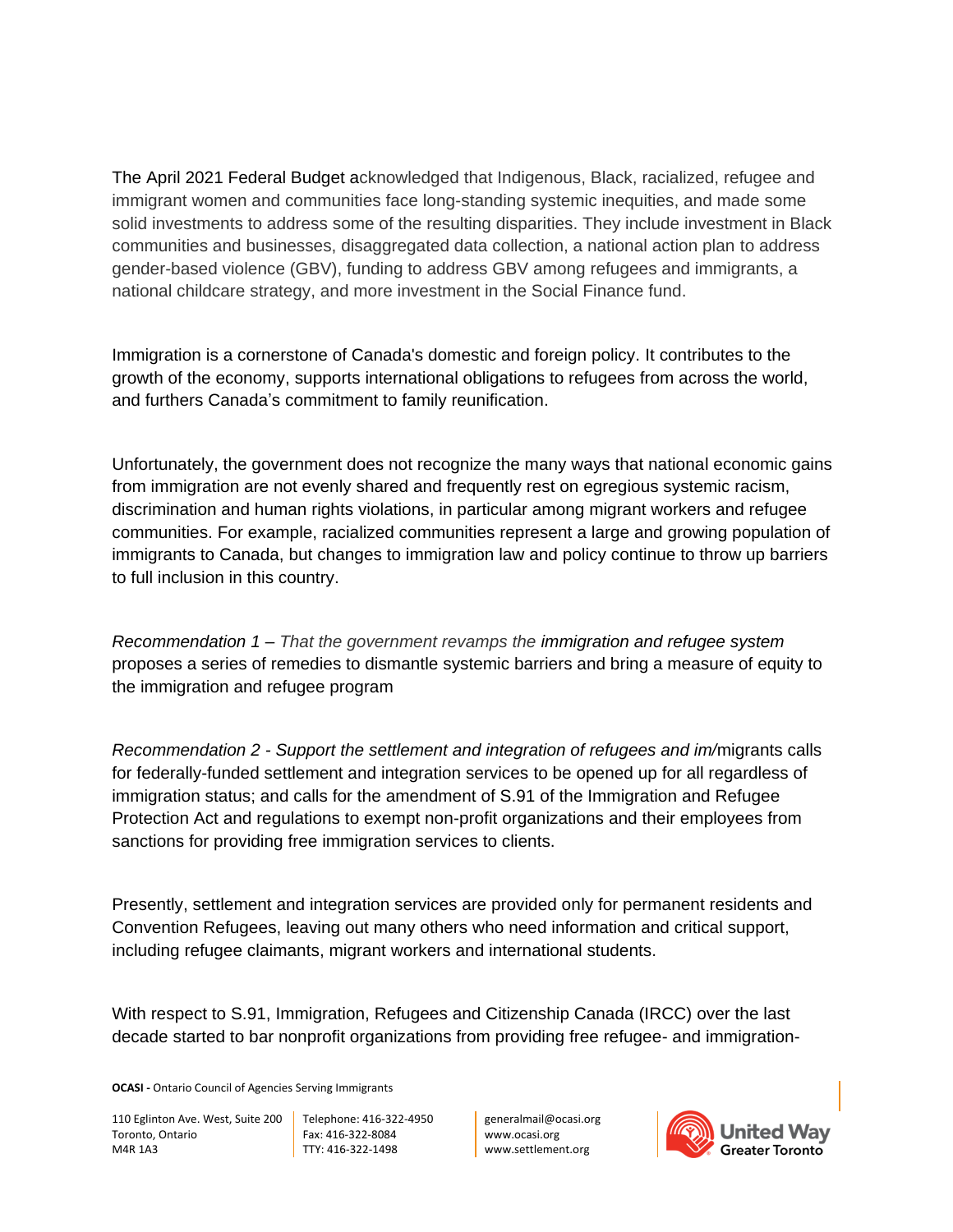The April 2021 Federal Budget acknowledged that Indigenous, Black, racialized, refugee and immigrant women and communities face long-standing systemic inequities, and made some solid investments to address some of the resulting disparities. They include investment in Black communities and businesses, disaggregated data collection, a national action plan to address gender-based violence (GBV), funding to address GBV among refugees and immigrants, a national childcare strategy, and more investment in the Social Finance fund.

Immigration is a cornerstone of Canada's domestic and foreign policy. It contributes to the growth of the economy, supports international obligations to refugees from across the world, and furthers Canada's commitment to family reunification.

Unfortunately, the government does not recognize the many ways that national economic gains from immigration are not evenly shared and frequently rest on egregious systemic racism, discrimination and human rights violations, in particular among migrant workers and refugee communities. For example, racialized communities represent a large and growing population of immigrants to Canada, but changes to immigration law and policy continue to throw up barriers to full inclusion in this country.

*Recommendation 1 – That the government revamps the immigration and refugee system* proposes a series of remedies to dismantle systemic barriers and bring a measure of equity to the immigration and refugee program

*Recommendation 2 - Support the settlement and integration of refugees and im/*migrants calls for federally-funded settlement and integration services to be opened up for all regardless of immigration status; and calls for the amendment of S.91 of the Immigration and Refugee Protection Act and regulations to exempt non-profit organizations and their employees from sanctions for providing free immigration services to clients.

Presently, settlement and integration services are provided only for permanent residents and Convention Refugees, leaving out many others who need information and critical support, including refugee claimants, migrant workers and international students.

With respect to S.91, Immigration, Refugees and Citizenship Canada (IRCC) over the last decade started to bar nonprofit organizations from providing free refugee- and immigration-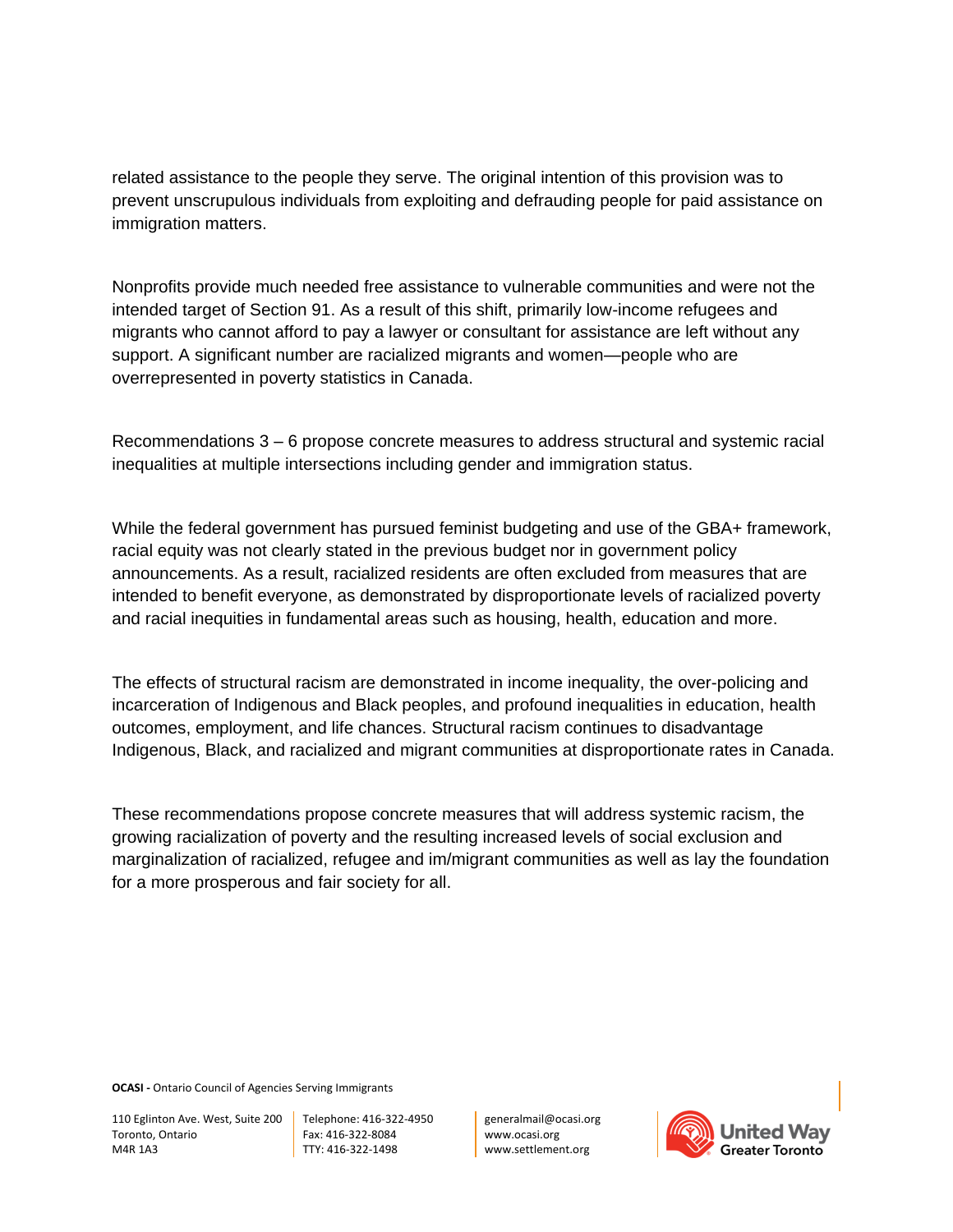related assistance to the people they serve. The original intention of this provision was to prevent unscrupulous individuals from exploiting and defrauding people for paid assistance on immigration matters.

Nonprofits provide much needed free assistance to vulnerable communities and were not the intended target of Section 91. As a result of this shift, primarily low-income refugees and migrants who cannot afford to pay a lawyer or consultant for assistance are left without any support. A significant number are racialized migrants and women—people who are overrepresented in poverty statistics in Canada.

Recommendations 3 – 6 propose concrete measures to address structural and systemic racial inequalities at multiple intersections including gender and immigration status.

While the federal government has pursued feminist budgeting and use of the GBA+ framework, racial equity was not clearly stated in the previous budget nor in government policy announcements. As a result, racialized residents are often excluded from measures that are intended to benefit everyone, as demonstrated by disproportionate levels of racialized poverty and racial inequities in fundamental areas such as housing, health, education and more.

The effects of structural racism are demonstrated in income inequality, the over-policing and incarceration of Indigenous and Black peoples, and profound inequalities in education, health outcomes, employment, and life chances. Structural racism continues to disadvantage Indigenous, Black, and racialized and migrant communities at disproportionate rates in Canada.

These recommendations propose concrete measures that will address systemic racism, the growing racialization of poverty and the resulting increased levels of social exclusion and marginalization of racialized, refugee and im/migrant communities as well as lay the foundation for a more prosperous and fair society for all.